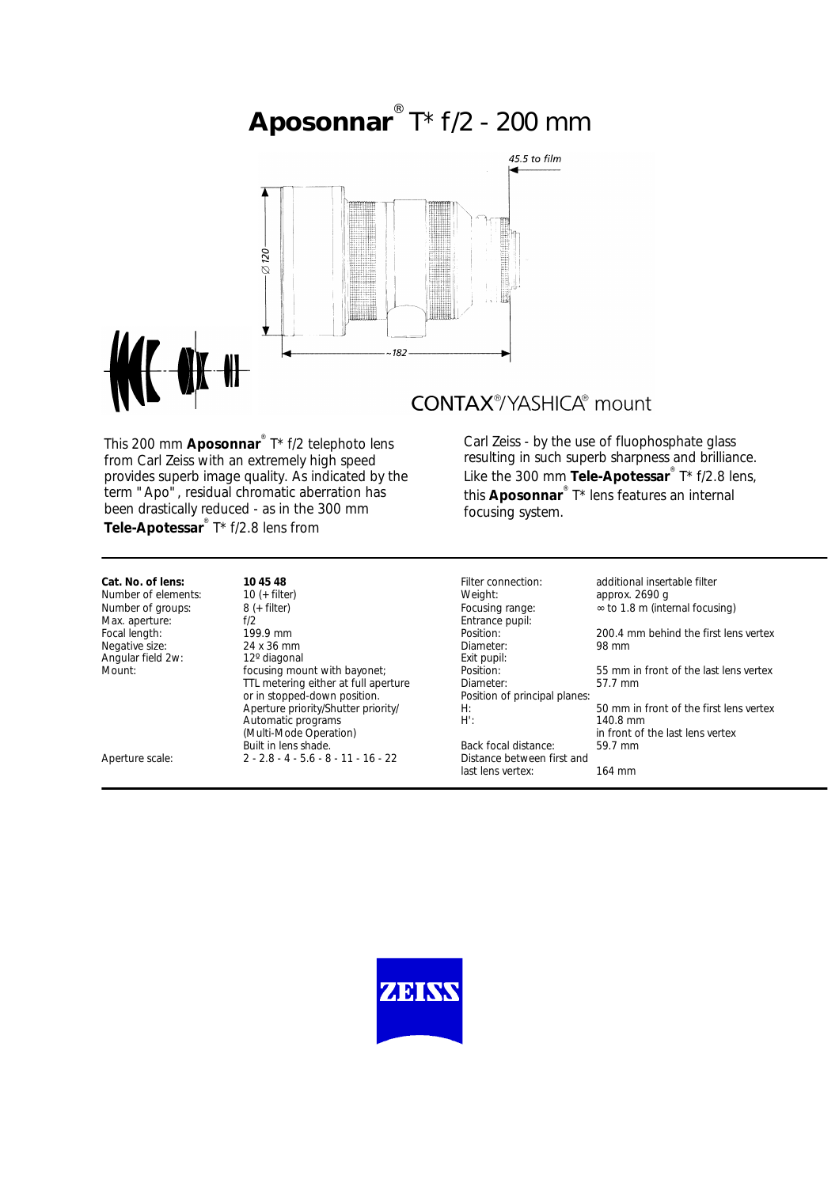# Aposonnar® T* f/2 - 200 mm

CONTAX®/YASHICA® mount

This 200 mm **Aposonnar**® T* f/2 telephoto lens from Carl Zeiss with an extremely high speed provides superb image quality. As indicated by the term "Apo", residual chromatic aberration has been drastically reduced - as in the 300 mm **Tele-Apotessar**® T* f/2.8 lens from Carl Zeiss - by the use of fluophosphate glass resulting in such superb sharpness and brilliance. Like the 300 mm **Tele-Apotessar**® T* f/2.8 lens, this **Aposonnar**® T* lens features an internal focusing system.

| | |
|---|---|
| **Cat. No. of lens:** | **10 45 48** |
| Number of elements: | 10 (+ filter) |
| Number of groups: | 8 (+ filter) |
| Max. aperture: | f/2 |
| Focal length: | 199.9 mm |
| Negative size: | 24 x 36 mm |
| Angular field 2w: | 12º diagonal |
| Mount: | focusing mount with bayonet; TTL metering either at full aperture or in stopped-down position. Aperture priority/Shutter priority/ Automatic programs (Multi-Mode Operation) Built in lens shade. |
| Aperture scale: | 2 - 2.8 - 4 - 5.6 - 8 - 11 - 16 - 22 |
| Filter connection: | additional insertable filter |
| Weight: | approx. 2690 g |
| Focusing range: | ∞ to 1.8 m (internal focusing) |
| Entrance pupil: | |
| Position: | 200.4 mm behind the first lens vertex |
| Diameter: | 98 mm |
| Exit pupil: | |
| Position: | 55 mm in front of the last lens vertex |
| Diameter: | 57.7 mm |
| Position of principal planes: | |
| H: | 50 mm in front of the first lens vertex |
| H': | 140.8 mm in front of the last lens vertex |
| Back focal distance: | 59.7 mm |
| Distance between first and last lens vertex: | 164 mm |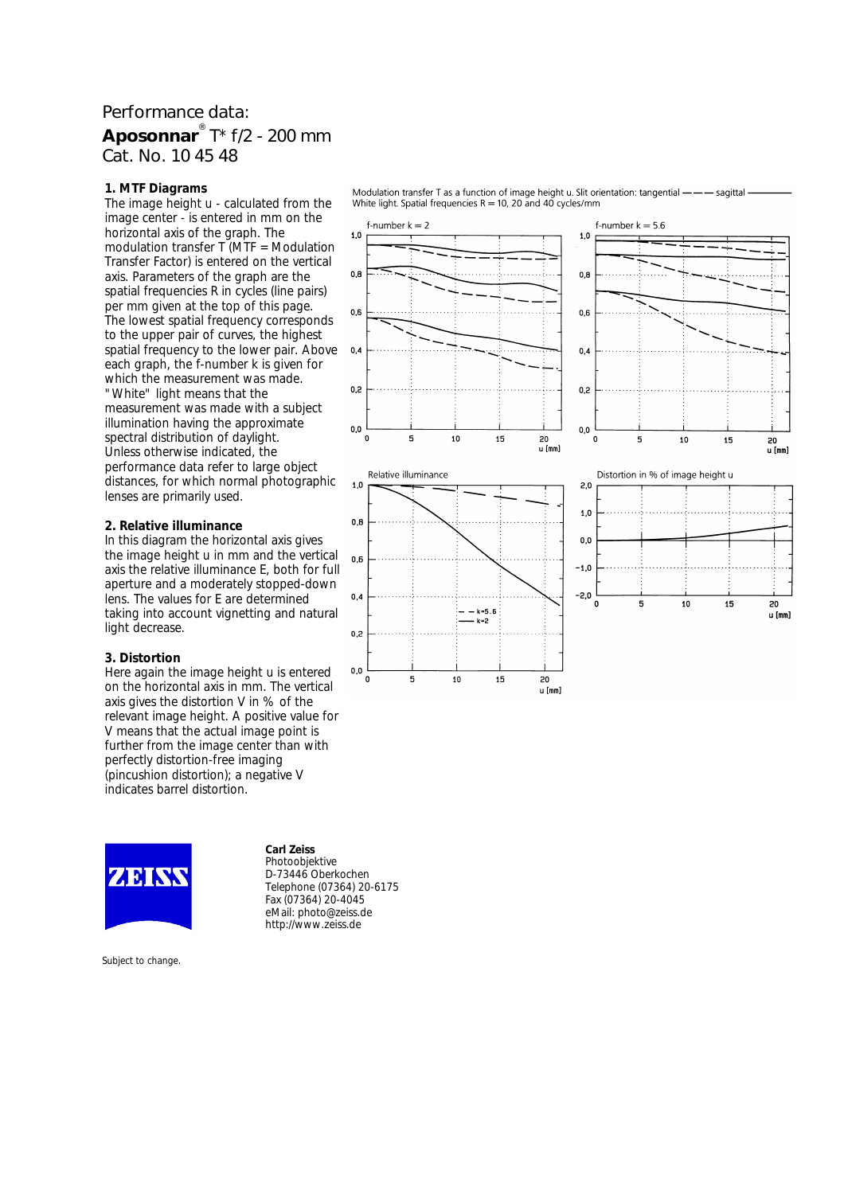# Performance data:

## **Aposonnar**® T* f/2 - 200 mm

Cat. No. 10 45 48

### 1. MTF Diagrams

The image height u - calculated from the image center - is entered in mm on the horizontal axis of the graph. The modulation transfer T (MTF = Modulation Transfer Factor) is entered on the vertical axis. Parameters of the graph are the spatial frequencies R in cycles (line pairs) per mm given at the top of this page. The lowest spatial frequency corresponds to the upper pair of curves, the highest spatial frequency to the lower pair. Above each graph, the f-number k is given for which the measurement was made. "White" light means that the measurement was made with a subject illumination having the approximate spectral distribution of daylight.
Unless otherwise indicated, the performance data refer to large object distances, for which normal photographic lenses are primarily used.

### 2. Relative illuminance

In this diagram the horizontal axis gives the image height u in mm and the vertical axis the relative illuminance E, both for full aperture and a moderately stopped-down lens. The values for E are determined taking into account vignetting and natural light decrease.

### 3. Distortion

Here again the image height u is entered on the horizontal axis in mm. The vertical axis gives the distortion V in % of the relevant image height. A positive value for V means that the actual image point is further from the image center than with perfectly distortion-free imaging (pincushion distortion); a negative V indicates barrel distortion.

Modulation transfer T as a function of image height u. Slit orientation: tangential — — — sagittal ———
White light. Spatial frequencies R = 10, 20 and 40 cycles/mm

f-number k = 2

1,0
0,8
0,6
0,4
0,2
0,0
0
5
10
15
20
u [mm]

f-number k = 5.6

1,0
0,8
0,6
0,4
0,2
0,0
0
5
10
15
20
u [mm]

Relative illuminance

1,0
0,8
0,6
0,4
0,2
0,0
0
5
10
15
20
u [mm]

— — k=5.6
—— k=2

Distortion in % of image height u

2,0
1,0
0,0
−1,0
−2,0
0
5
10
15
20
u [mm]

**Carl Zeiss**
Photoobjektive
D-73446 Oberkochen
Telephone (07364) 20-6175
Fax (07364) 20-4045
eMail: photo@zeiss.de
http://www.zeiss.de

Subject to change.